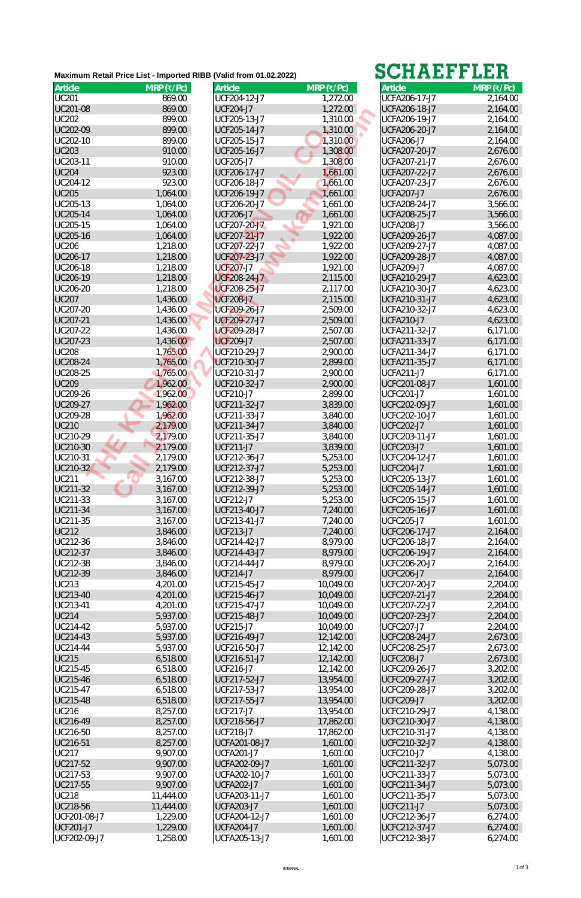**Maximum Retail Price List - Imported RIBB (Valid from 01.02.2022)**

**SCHAEFFLER**

| Article | MRP (₹/Pc) | Article | MRP (₹/Pc) | Article | MRP (₹/Pc) |
|---|---|---|---|---|---|
| UC201 | 869.00 | UCF204-12-J7 | 1,272.00 | UCFA206-17-J7 | 2,164.00 |
| UC201-08 | 869.00 | UCF204-J7 | 1,272.00 | UCFA206-18-J7 | 2,164.00 |
| UC202 | 899.00 | UCF205-13-J7 | 1,310.00 | UCFA206-19-J7 | 2,164.00 |
| UC202-09 | 899.00 | UCF205-14-J7 | 1,310.00 | UCFA206-20-J7 | 2,164.00 |
| UC202-10 | 899.00 | UCF205-15-J7 | 1,310.00 | UCFA206-J7 | 2,164.00 |
| UC203 | 910.00 | UCF205-16-J7 | 1,308.00 | UCFA207-20-J7 | 2,676.00 |
| UC203-11 | 910.00 | UCF205-J7 | 1,308.00 | UCFA207-21-J7 | 2,676.00 |
| UC204 | 923.00 | UCF206-17-J7 | 1,661.00 | UCFA207-22-J7 | 2,676.00 |
| UC204-12 | 923.00 | UCF206-18-J7 | 1,661.00 | UCFA207-23-J7 | 2,676.00 |
| UC205 | 1,064.00 | UCF206-19-J7 | 1,661.00 | UCFA207-J7 | 2,676.00 |
| UC205-13 | 1,064.00 | UCF206-20-J7 | 1,661.00 | UCFA208-24-J7 | 3,566.00 |
| UC205-14 | 1,064.00 | UCF206-J7 | 1,661.00 | UCFA208-25-J7 | 3,566.00 |
| UC205-15 | 1,064.00 | UCF207-20-J7 | 1,921.00 | UCFA208-J7 | 3,566.00 |
| UC205-16 | 1,064.00 | UCF207-21-J7 | 1,922.00 | UCFA209-26-J7 | 4,087.00 |
| UC206 | 1,218.00 | UCF207-22-J7 | 1,922.00 | UCFA209-27-J7 | 4,087.00 |
| UC206-17 | 1,218.00 | UCF207-23-J7 | 1,922.00 | UCFA209-28-J7 | 4,087.00 |
| UC206-18 | 1,218.00 | UCF207-J7 | 1,921.00 | UCFA209-J7 | 4,087.00 |
| UC206-19 | 1,218.00 | UCF208-24-J7 | 2,115.00 | UCFA210-29-J7 | 4,623.00 |
| UC206-20 | 1,218.00 | UCF208-25-J7 | 2,117.00 | UCFA210-30-J7 | 4,623.00 |
| UC207 | 1,436.00 | UCF208-J7 | 2,115.00 | UCFA210-31-J7 | 4,623.00 |
| UC207-20 | 1,436.00 | UCF209-26-J7 | 2,509.00 | UCFA210-32-J7 | 4,623.00 |
| UC207-21 | 1,436.00 | UCF209-27-J7 | 2,509.00 | UCFA210-J7 | 4,623.00 |
| UC207-22 | 1,436.00 | UCF209-28-J7 | 2,507.00 | UCFA211-32-J7 | 6,171.00 |
| UC207-23 | 1,436.00 | UCF209-J7 | 2,507.00 | UCFA211-33-J7 | 6,171.00 |
| UC208 | 1,765.00 | UCF210-29-J7 | 2,900.00 | UCFA211-34-J7 | 6,171.00 |
| UC208-24 | 1,765.00 | UCF210-30-J7 | 2,899.00 | UCFA211-35-J7 | 6,171.00 |
| UC208-25 | 1,765.00 | UCF210-31-J7 | 2,900.00 | UCFA211-J7 | 6,171.00 |
| UC209 | 1,962.00 | UCF210-32-J7 | 2,900.00 | UCFC201-08-J7 | 1,601.00 |
| UC209-26 | 1,962.00 | UCF210-J7 | 2,899.00 | UCFC201-J7 | 1,601.00 |
| UC209-27 | 1,962.00 | UCF211-32-J7 | 3,839.00 | UCFC202-09-J7 | 1,601.00 |
| UC209-28 | 1,962.00 | UCF211-33-J7 | 3,840.00 | UCFC202-10-J7 | 1,601.00 |
| UC210 | 2,179.00 | UCF211-34-J7 | 3,840.00 | UCFC202-J7 | 1,601.00 |
| UC210-29 | 2,179.00 | UCF211-35-J7 | 3,840.00 | UCFC203-11-J7 | 1,601.00 |
| UC210-30 | 2,179.00 | UCF211-J7 | 3,839.00 | UCFC203-J7 | 1,601.00 |
| UC210-31 | 2,179.00 | UCF212-36-J7 | 5,253.00 | UCFC204-12-J7 | 1,601.00 |
| UC210-32 | 2,179.00 | UCF212-37-J7 | 5,253.00 | UCFC204-J7 | 1,601.00 |
| UC211 | 3,167.00 | UCF212-38-J7 | 5,253.00 | UCFC205-13-J7 | 1,601.00 |
| UC211-32 | 3,167.00 | UCF212-39-J7 | 5,253.00 | UCFC205-14-J7 | 1,601.00 |
| UC211-33 | 3,167.00 | UCF212-J7 | 5,253.00 | UCFC205-15-J7 | 1,601.00 |
| UC211-34 | 3,167.00 | UCF213-40-J7 | 7,240.00 | UCFC205-16-J7 | 1,601.00 |
| UC211-35 | 3,167.00 | UCF213-41-J7 | 7,240.00 | UCFC205-J7 | 1,601.00 |
| UC212 | 3,846.00 | UCF213-J7 | 7,240.00 | UCFC206-17-J7 | 2,164.00 |
| UC212-36 | 3,846.00 | UCF214-42-J7 | 8,979.00 | UCFC206-18-J7 | 2,164.00 |
| UC212-37 | 3,846.00 | UCF214-43-J7 | 8,979.00 | UCFC206-19-J7 | 2,164.00 |
| UC212-38 | 3,846.00 | UCF214-44-J7 | 8,979.00 | UCFC206-20-J7 | 2,164.00 |
| UC212-39 | 3,846.00 | UCF214-J7 | 8,979.00 | UCFC206-J7 | 2,164.00 |
| UC213 | 4,201.00 | UCF215-45-J7 | 10,049.00 | UCFC207-20-J7 | 2,204.00 |
| UC213-40 | 4,201.00 | UCF215-46-J7 | 10,049.00 | UCFC207-21-J7 | 2,204.00 |
| UC213-41 | 4,201.00 | UCF215-47-J7 | 10,049.00 | UCFC207-22-J7 | 2,204.00 |
| UC214 | 5,937.00 | UCF215-48-J7 | 10,049.00 | UCFC207-23-J7 | 2,204.00 |
| UC214-42 | 5,937.00 | UCF215-J7 | 10,049.00 | UCFC207-J7 | 2,204.00 |
| UC214-43 | 5,937.00 | UCF216-49-J7 | 12,142.00 | UCFC208-24-J7 | 2,673.00 |
| UC214-44 | 5,937.00 | UCF216-50-J7 | 12,142.00 | UCFC208-25-J7 | 2,673.00 |
| UC215 | 6,518.00 | UCF216-51-J7 | 12,142.00 | UCFC208-J7 | 2,673.00 |
| UC215-45 | 6,518.00 | UCF216-J7 | 12,142.00 | UCFC209-26-J7 | 3,202.00 |
| UC215-46 | 6,518.00 | UCF217-52-J7 | 13,954.00 | UCFC209-27-J7 | 3,202.00 |
| UC215-47 | 6,518.00 | UCF217-53-J7 | 13,954.00 | UCFC209-28-J7 | 3,202.00 |
| UC215-48 | 6,518.00 | UCF217-55-J7 | 13,954.00 | UCFC209-J7 | 3,202.00 |
| UC216 | 8,257.00 | UCF217-J7 | 13,954.00 | UCFC210-29-J7 | 4,138.00 |
| UC216-49 | 8,257.00 | UCF218-56-J7 | 17,862.00 | UCFC210-30-J7 | 4,138.00 |
| UC216-50 | 8,257.00 | UCF218-J7 | 17,862.00 | UCFC210-31-J7 | 4,138.00 |
| UC216-51 | 8,257.00 | UCFA201-08-J7 | 1,601.00 | UCFC210-32-J7 | 4,138.00 |
| UC217 | 9,907.00 | UCFA201-J7 | 1,601.00 | UCFC210-J7 | 4,138.00 |
| UC217-52 | 9,907.00 | UCFA202-09-J7 | 1,601.00 | UCFC211-32-J7 | 5,073.00 |
| UC217-53 | 9,907.00 | UCFA202-10-J7 | 1,601.00 | UCFC211-33-J7 | 5,073.00 |
| UC217-55 | 9,907.00 | UCFA202-J7 | 1,601.00 | UCFC211-34-J7 | 5,073.00 |
| UC218 | 11,444.00 | UCFA203-11-J7 | 1,601.00 | UCFC211-35-J7 | 5,073.00 |
| UC218-56 | 11,444.00 | UCFA203-J7 | 1,601.00 | UCFC211-J7 | 5,073.00 |
| UCF201-08-J7 | 1,229.00 | UCFA204-12-J7 | 1,601.00 | UCFC212-36-J7 | 6,274.00 |
| UCF201-J7 | 1,229.00 | UCFA204-J7 | 1,601.00 | UCFC212-37-J7 | 6,274.00 |
| UCF202-09-J7 | 1,258.00 | UCFA205-13-J7 | 1,601.00 | UCFC212-38-J7 | 6,274.00 |

INTERNAL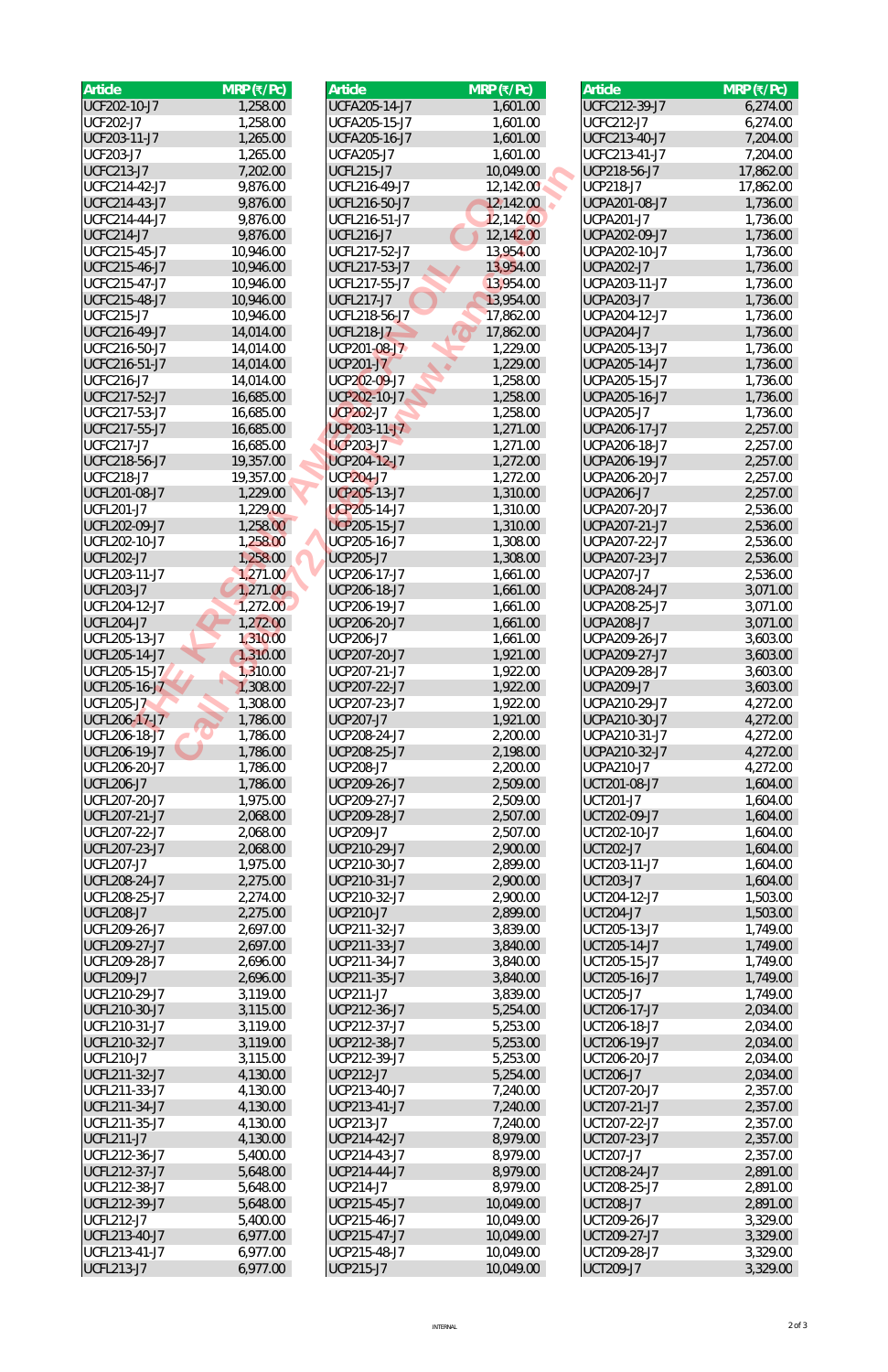| Article | MRP (₹/Pc) |
|---|---|
| UCF202-10-J7 | 1,258.00 |
| UCF202-J7 | 1,258.00 |
| UCF203-11-J7 | 1,265.00 |
| UCF203-J7 | 1,265.00 |
| UCFC213-J7 | 7,202.00 |
| UCFC214-42-J7 | 9,876.00 |
| UCFC214-43-J7 | 9,876.00 |
| UCFC214-44-J7 | 9,876.00 |
| UCFC214-J7 | 9,876.00 |
| UCFC215-45-J7 | 10,946.00 |
| UCFC215-46-J7 | 10,946.00 |
| UCFC215-47-J7 | 10,946.00 |
| UCFC215-48-J7 | 10,946.00 |
| UCFC215-J7 | 10,946.00 |
| UCFC216-49-J7 | 14,014.00 |
| UCFC216-50-J7 | 14,014.00 |
| UCFC216-51-J7 | 14,014.00 |
| UCFC216-J7 | 14,014.00 |
| UCFC217-52-J7 | 16,685.00 |
| UCFC217-53-J7 | 16,685.00 |
| UCFC217-55-J7 | 16,685.00 |
| UCFC217-J7 | 16,685.00 |
| UCFC218-56-J7 | 19,357.00 |
| UCFC218-J7 | 19,357.00 |
| UCFL201-08-J7 | 1,229.00 |
| UCFL201-J7 | 1,229.00 |
| UCFL202-09-J7 | 1,258.00 |
| UCFL202-10-J7 | 1,258.00 |
| UCFL202-J7 | 1,258.00 |
| UCFL203-11-J7 | 1,271.00 |
| UCFL203-J7 | 1,271.00 |
| UCFL204-12-J7 | 1,272.00 |
| UCFL204-J7 | 1,272.00 |
| UCFL205-13-J7 | 1,310.00 |
| UCFL205-14-J7 | 1,310.00 |
| UCFL205-15-J7 | 1,310.00 |
| UCFL205-16-J7 | 1,308.00 |
| UCFL205-J7 | 1,308.00 |
| UCFL206-17-J7 | 1,786.00 |
| UCFL206-18-J7 | 1,786.00 |
| UCFL206-19-J7 | 1,786.00 |
| UCFL206-20-J7 | 1,786.00 |
| UCFL206-J7 | 1,786.00 |
| UCFL207-20-J7 | 1,975.00 |
| UCFL207-21-J7 | 2,068.00 |
| UCFL207-22-J7 | 2,068.00 |
| UCFL207-23-J7 | 2,068.00 |
| UCFL207-J7 | 1,975.00 |
| UCFL208-24-J7 | 2,275.00 |
| UCFL208-25-J7 | 2,274.00 |
| UCFL208-J7 | 2,275.00 |
| UCFL209-26-J7 | 2,697.00 |
| UCFL209-27-J7 | 2,697.00 |
| UCFL209-28-J7 | 2,696.00 |
| UCFL209-J7 | 2,696.00 |
| UCFL210-29-J7 | 3,119.00 |
| UCFL210-30-J7 | 3,115.00 |
| UCFL210-31-J7 | 3,119.00 |
| UCFL210-32-J7 | 3,119.00 |
| UCFL210-J7 | 3,115.00 |
| UCFL211-32-J7 | 4,130.00 |
| UCFL211-33-J7 | 4,130.00 |
| UCFL211-34-J7 | 4,130.00 |
| UCFL211-35-J7 | 4,130.00 |
| UCFL211-J7 | 4,130.00 |
| UCFL212-36-J7 | 5,400.00 |
| UCFL212-37-J7 | 5,648.00 |
| UCFL212-38-J7 | 5,648.00 |
| UCFL212-39-J7 | 5,648.00 |
| UCFL212-J7 | 5,400.00 |
| UCFL213-40-J7 | 6,977.00 |
| UCFL213-41-J7 | 6,977.00 |
| UCFL213-J7 | 6,977.00 |

| Article | MRP (₹/Pc) |
|---|---|
| UCFA205-14-J7 | 1,601.00 |
| UCFA205-15-J7 | 1,601.00 |
| UCFA205-16-J7 | 1,601.00 |
| UCFA205-J7 | 1,601.00 |
| UCFL215-J7 | 10,049.00 |
| UCFL216-49-J7 | 12,142.00 |
| UCFL216-50-J7 | 12,142.00 |
| UCFL216-51-J7 | 12,142.00 |
| UCFL216-J7 | 12,142.00 |
| UCFL217-52-J7 | 13,954.00 |
| UCFL217-53-J7 | 13,954.00 |
| UCFL217-55-J7 | 13,954.00 |
| UCFL217-J7 | 13,954.00 |
| UCFL218-56-J7 | 17,862.00 |
| UCFL218-J7 | 17,862.00 |
| UCP201-08-J7 | 1,229.00 |
| UCP201-J7 | 1,229.00 |
| UCP202-09-J7 | 1,258.00 |
| UCP202-10-J7 | 1,258.00 |
| UCP202-J7 | 1,258.00 |
| UCP203-11-J7 | 1,271.00 |
| UCP203-J7 | 1,271.00 |
| UCP204-12-J7 | 1,272.00 |
| UCP204-J7 | 1,272.00 |
| UCP205-13-J7 | 1,310.00 |
| UCP205-14-J7 | 1,310.00 |
| UCP205-15-J7 | 1,310.00 |
| UCP205-16-J7 | 1,308.00 |
| UCP205-J7 | 1,308.00 |
| UCP206-17-J7 | 1,661.00 |
| UCP206-18-J7 | 1,661.00 |
| UCP206-19-J7 | 1,661.00 |
| UCP206-20-J7 | 1,661.00 |
| UCP206-J7 | 1,661.00 |
| UCP207-20-J7 | 1,921.00 |
| UCP207-21-J7 | 1,922.00 |
| UCP207-22-J7 | 1,922.00 |
| UCP207-23-J7 | 1,922.00 |
| UCP207-J7 | 1,921.00 |
| UCP208-24-J7 | 2,200.00 |
| UCP208-25-J7 | 2,198.00 |
| UCP208-J7 | 2,200.00 |
| UCP209-26-J7 | 2,509.00 |
| UCP209-27-J7 | 2,509.00 |
| UCP209-28-J7 | 2,507.00 |
| UCP209-J7 | 2,507.00 |
| UCP210-29-J7 | 2,900.00 |
| UCP210-30-J7 | 2,899.00 |
| UCP210-31-J7 | 2,900.00 |
| UCP210-32-J7 | 2,900.00 |
| UCP210-J7 | 2,899.00 |
| UCP211-32-J7 | 3,839.00 |
| UCP211-33-J7 | 3,840.00 |
| UCP211-34-J7 | 3,840.00 |
| UCP211-35-J7 | 3,840.00 |
| UCP211-J7 | 3,839.00 |
| UCP212-36-J7 | 5,254.00 |
| UCP212-37-J7 | 5,253.00 |
| UCP212-38-J7 | 5,253.00 |
| UCP212-39-J7 | 5,253.00 |
| UCP212-J7 | 5,254.00 |
| UCP213-40-J7 | 7,240.00 |
| UCP213-41-J7 | 7,240.00 |
| UCP213-J7 | 7,240.00 |
| UCP214-42-J7 | 8,979.00 |
| UCP214-43-J7 | 8,979.00 |
| UCP214-44-J7 | 8,979.00 |
| UCP214-J7 | 8,979.00 |
| UCP215-45-J7 | 10,049.00 |
| UCP215-46-J7 | 10,049.00 |
| UCP215-47-J7 | 10,049.00 |
| UCP215-48-J7 | 10,049.00 |
| UCP215-J7 | 10,049.00 |

| Article | MRP (₹/Pc) |
|---|---|
| UCFC212-39-J7 | 6,274.00 |
| UCFC212-J7 | 6,274.00 |
| UCFC213-40-J7 | 7,204.00 |
| UCFC213-41-J7 | 7,204.00 |
| UCP218-56-J7 | 17,862.00 |
| UCP218-J7 | 17,862.00 |
| UCPA201-08-J7 | 1,736.00 |
| UCPA201-J7 | 1,736.00 |
| UCPA202-09-J7 | 1,736.00 |
| UCPA202-10-J7 | 1,736.00 |
| UCPA202-J7 | 1,736.00 |
| UCPA203-11-J7 | 1,736.00 |
| UCPA203-J7 | 1,736.00 |
| UCPA204-12-J7 | 1,736.00 |
| UCPA204-J7 | 1,736.00 |
| UCPA205-13-J7 | 1,736.00 |
| UCPA205-14-J7 | 1,736.00 |
| UCPA205-15-J7 | 1,736.00 |
| UCPA205-16-J7 | 1,736.00 |
| UCPA205-J7 | 1,736.00 |
| UCPA206-17-J7 | 2,257.00 |
| UCPA206-18-J7 | 2,257.00 |
| UCPA206-19-J7 | 2,257.00 |
| UCPA206-20-J7 | 2,257.00 |
| UCPA206-J7 | 2,257.00 |
| UCPA207-20-J7 | 2,536.00 |
| UCPA207-21-J7 | 2,536.00 |
| UCPA207-22-J7 | 2,536.00 |
| UCPA207-23-J7 | 2,536.00 |
| UCPA207-J7 | 2,536.00 |
| UCPA208-24-J7 | 3,071.00 |
| UCPA208-25-J7 | 3,071.00 |
| UCPA208-J7 | 3,071.00 |
| UCPA209-26-J7 | 3,603.00 |
| UCPA209-27-J7 | 3,603.00 |
| UCPA209-28-J7 | 3,603.00 |
| UCPA209-J7 | 3,603.00 |
| UCPA210-29-J7 | 4,272.00 |
| UCPA210-30-J7 | 4,272.00 |
| UCPA210-31-J7 | 4,272.00 |
| UCPA210-32-J7 | 4,272.00 |
| UCPA210-J7 | 4,272.00 |
| UCT201-08-J7 | 1,604.00 |
| UCT201-J7 | 1,604.00 |
| UCT202-09-J7 | 1,604.00 |
| UCT202-10-J7 | 1,604.00 |
| UCT202-J7 | 1,604.00 |
| UCT203-11-J7 | 1,604.00 |
| UCT203-J7 | 1,604.00 |
| UCT204-12-J7 | 1,503.00 |
| UCT204-J7 | 1,503.00 |
| UCT205-13-J7 | 1,749.00 |
| UCT205-14-J7 | 1,749.00 |
| UCT205-15-J7 | 1,749.00 |
| UCT205-16-J7 | 1,749.00 |
| UCT205-J7 | 1,749.00 |
| UCT206-17-J7 | 2,034.00 |
| UCT206-18-J7 | 2,034.00 |
| UCT206-19-J7 | 2,034.00 |
| UCT206-20-J7 | 2,034.00 |
| UCT206-J7 | 2,034.00 |
| UCT207-20-J7 | 2,357.00 |
| UCT207-21-J7 | 2,357.00 |
| UCT207-22-J7 | 2,357.00 |
| UCT207-23-J7 | 2,357.00 |
| UCT207-J7 | 2,357.00 |
| UCT208-24-J7 | 2,891.00 |
| UCT208-25-J7 | 2,891.00 |
| UCT208-J7 | 2,891.00 |
| UCT209-26-J7 | 3,329.00 |
| UCT209-27-J7 | 3,329.00 |
| UCT209-28-J7 | 3,329.00 |
| UCT209-J7 | 3,329.00 |

INTERNAL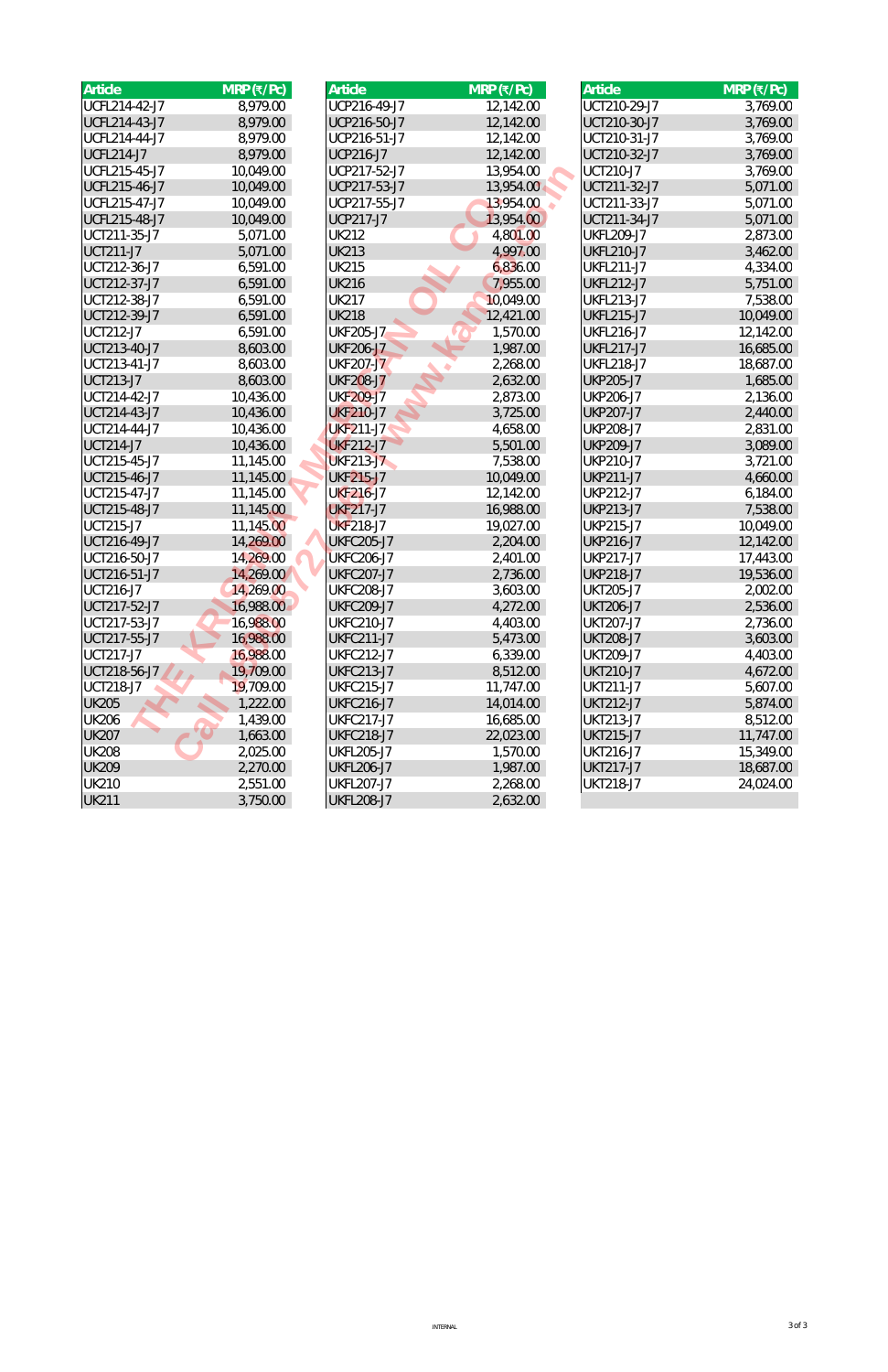| Article | MRP (₹/Pc) |
| --- | --- |
| UCFL214-42-J7 | 8,979.00 |
| UCFL214-43-J7 | 8,979.00 |
| UCFL214-44-J7 | 8,979.00 |
| UCFL214-J7 | 8,979.00 |
| UCFL215-45-J7 | 10,049.00 |
| UCFL215-46-J7 | 10,049.00 |
| UCFL215-47-J7 | 10,049.00 |
| UCFL215-48-J7 | 10,049.00 |
| UCT211-35-J7 | 5,071.00 |
| UCT211-J7 | 5,071.00 |
| UCT212-36-J7 | 6,591.00 |
| UCT212-37-J7 | 6,591.00 |
| UCT212-38-J7 | 6,591.00 |
| UCT212-39-J7 | 6,591.00 |
| UCT212-J7 | 6,591.00 |
| UCT213-40-J7 | 8,603.00 |
| UCT213-41-J7 | 8,603.00 |
| UCT213-J7 | 8,603.00 |
| UCT214-42-J7 | 10,436.00 |
| UCT214-43-J7 | 10,436.00 |
| UCT214-44-J7 | 10,436.00 |
| UCT214-J7 | 10,436.00 |
| UCT215-45-J7 | 11,145.00 |
| UCT215-46-J7 | 11,145.00 |
| UCT215-47-J7 | 11,145.00 |
| UCT215-48-J7 | 11,145.00 |
| UCT215-J7 | 11,145.00 |
| UCT216-49-J7 | 14,269.00 |
| UCT216-50-J7 | 14,269.00 |
| UCT216-51-J7 | 14,269.00 |
| UCT216-J7 | 14,269.00 |
| UCT217-52-J7 | 16,988.00 |
| UCT217-53-J7 | 16,988.00 |
| UCT217-55-J7 | 16,988.00 |
| UCT217-J7 | 16,988.00 |
| UCT218-56-J7 | 19,709.00 |
| UCT218-J7 | 19,709.00 |
| UK205 | 1,222.00 |
| UK206 | 1,439.00 |
| UK207 | 1,663.00 |
| UK208 | 2,025.00 |
| UK209 | 2,270.00 |
| UK210 | 2,551.00 |
| UK211 | 3,750.00 |

| Article | MRP (₹/Pc) |
| --- | --- |
| UCP216-49-J7 | 12,142.00 |
| UCP216-50-J7 | 12,142.00 |
| UCP216-51-J7 | 12,142.00 |
| UCP216-J7 | 12,142.00 |
| UCP217-52-J7 | 13,954.00 |
| UCP217-53-J7 | 13,954.00 |
| UCP217-55-J7 | 13,954.00 |
| UCP217-J7 | 13,954.00 |
| UK212 | 4,801.00 |
| UK213 | 4,997.00 |
| UK215 | 6,836.00 |
| UK216 | 7,955.00 |
| UK217 | 10,049.00 |
| UK218 | 12,421.00 |
| UKF205-J7 | 1,570.00 |
| UKF206-J7 | 1,987.00 |
| UKF207-J7 | 2,268.00 |
| UKF208-J7 | 2,632.00 |
| UKF209-J7 | 2,873.00 |
| UKF210-J7 | 3,725.00 |
| UKF211-J7 | 4,658.00 |
| UKF212-J7 | 5,501.00 |
| UKF213-J7 | 7,538.00 |
| UKF215-J7 | 10,049.00 |
| UKF216-J7 | 12,142.00 |
| UKF217-J7 | 16,988.00 |
| UKF218-J7 | 19,027.00 |
| UKFC205-J7 | 2,204.00 |
| UKFC206-J7 | 2,401.00 |
| UKFC207-J7 | 2,736.00 |
| UKFC208-J7 | 3,603.00 |
| UKFC209-J7 | 4,272.00 |
| UKFC210-J7 | 4,403.00 |
| UKFC211-J7 | 5,473.00 |
| UKFC212-J7 | 6,339.00 |
| UKFC213-J7 | 8,512.00 |
| UKFC215-J7 | 11,747.00 |
| UKFC216-J7 | 14,014.00 |
| UKFC217-J7 | 16,685.00 |
| UKFC218-J7 | 22,023.00 |
| UKFL205-J7 | 1,570.00 |
| UKFL206-J7 | 1,987.00 |
| UKFL207-J7 | 2,268.00 |
| UKFL208-J7 | 2,632.00 |

| Article | MRP (₹/Pc) |
| --- | --- |
| UCT210-29-J7 | 3,769.00 |
| UCT210-30-J7 | 3,769.00 |
| UCT210-31-J7 | 3,769.00 |
| UCT210-32-J7 | 3,769.00 |
| UCT210-J7 | 3,769.00 |
| UCT211-32-J7 | 5,071.00 |
| UCT211-33-J7 | 5,071.00 |
| UCT211-34-J7 | 5,071.00 |
| UKFL209-J7 | 2,873.00 |
| UKFL210-J7 | 3,462.00 |
| UKFL211-J7 | 4,334.00 |
| UKFL212-J7 | 5,751.00 |
| UKFL213-J7 | 7,538.00 |
| UKFL215-J7 | 10,049.00 |
| UKFL216-J7 | 12,142.00 |
| UKFL217-J7 | 16,685.00 |
| UKFL218-J7 | 18,687.00 |
| UKP205-J7 | 1,685.00 |
| UKP206-J7 | 2,136.00 |
| UKP207-J7 | 2,440.00 |
| UKP208-J7 | 2,831.00 |
| UKP209-J7 | 3,089.00 |
| UKP210-J7 | 3,721.00 |
| UKP211-J7 | 4,660.00 |
| UKP212-J7 | 6,184.00 |
| UKP213-J7 | 7,538.00 |
| UKP215-J7 | 10,049.00 |
| UKP216-J7 | 12,142.00 |
| UKP217-J7 | 17,443.00 |
| UKP218-J7 | 19,536.00 |
| UKT205-J7 | 2,002.00 |
| UKT206-J7 | 2,536.00 |
| UKT207-J7 | 2,736.00 |
| UKT208-J7 | 3,603.00 |
| UKT209-J7 | 4,403.00 |
| UKT210-J7 | 4,672.00 |
| UKT211-J7 | 5,607.00 |
| UKT212-J7 | 5,874.00 |
| UKT213-J7 | 8,512.00 |
| UKT215-J7 | 11,747.00 |
| UKT216-J7 | 15,349.00 |
| UKT217-J7 | 18,687.00 |
| UKT218-J7 | 24,024.00 |

INTERNAL